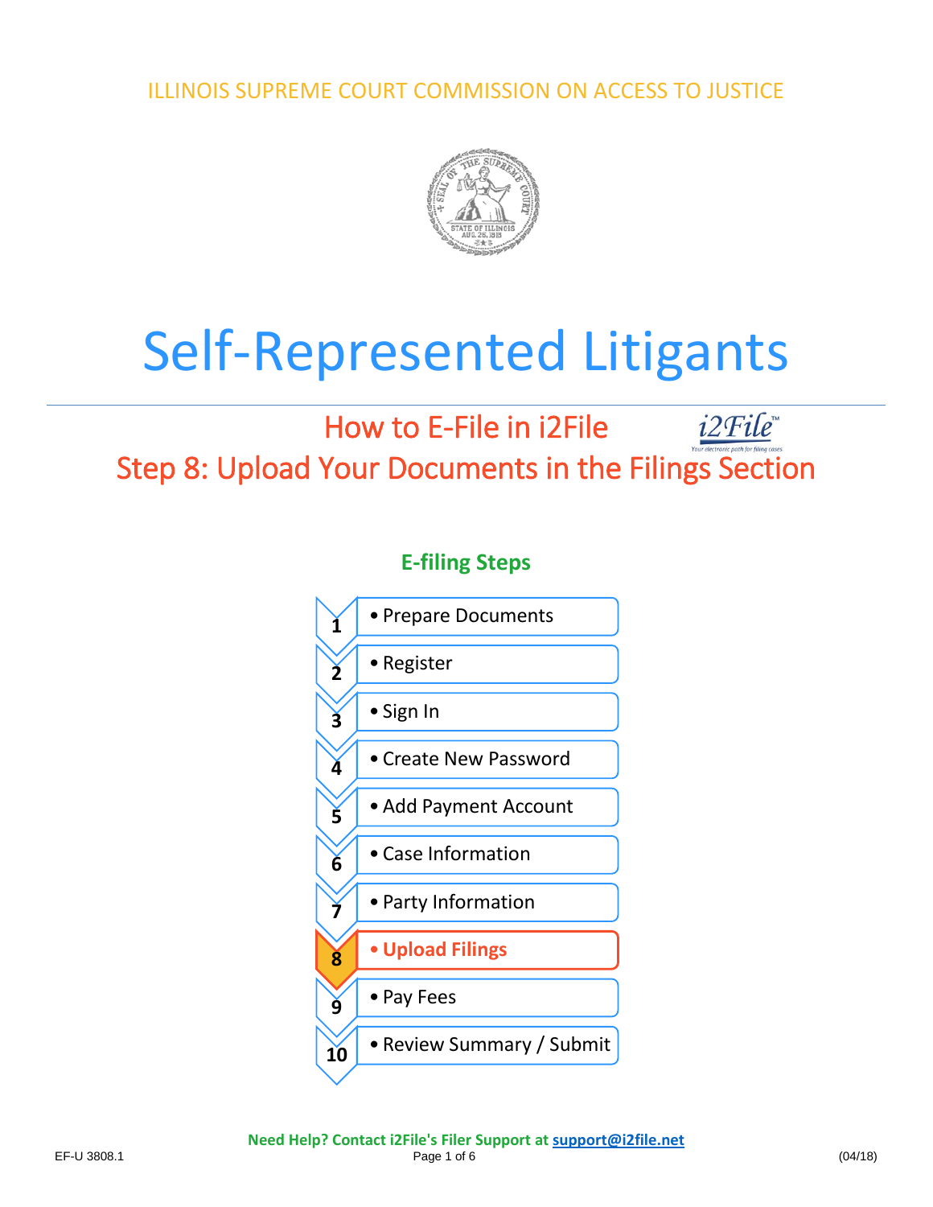ILLINOIS SUPREME COURT COMMISSION ON ACCESS TO JUSTICE

# Self-Represented Litigants

## How to E-File in i2File

## Step 8: Upload Your Documents in the Filings Section

### E-filing Steps

1. Prepare Documents
2. Register
3. Sign In
4. Create New Password
5. Add Payment Account
6. Case Information
7. Party Information
8. **Upload Filings**
9. Pay Fees
10. Review Summary / Submit

**Need Help? Contact i2File's Filer Support at support@i2file.net**

EF-U 3808.1 (04/18)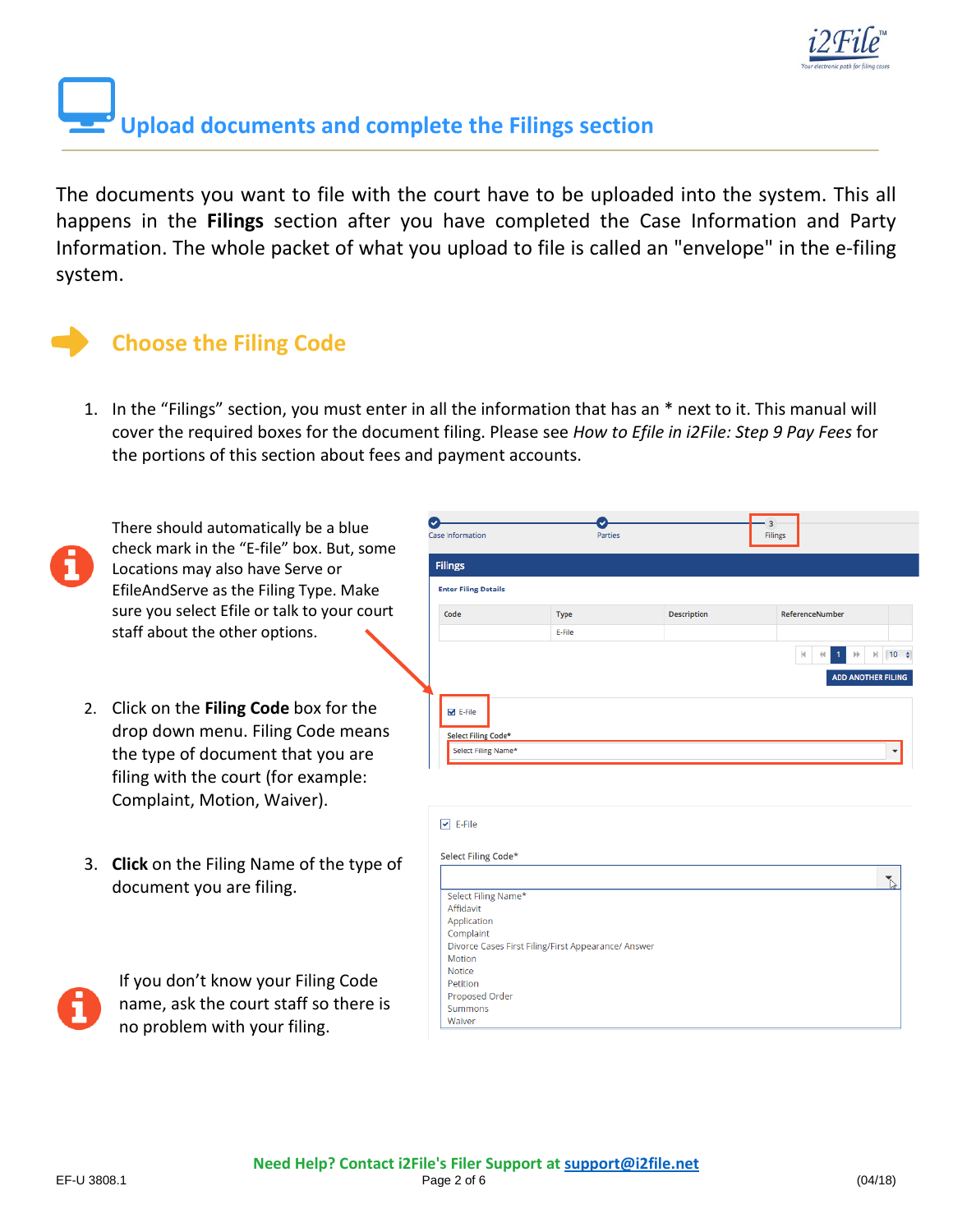## Upload documents and complete the Filings section

The documents you want to file with the court have to be uploaded into the system. This all happens in the **Filings** section after you have completed the Case Information and Party Information. The whole packet of what you upload to file is called an "envelope" in the e-filing system.

### Choose the Filing Code

1. In the "Filings" section, you must enter in all the information that has an * next to it. This manual will cover the required boxes for the document filing. Please see *How to Efile in i2File: Step 9 Pay Fees* for the portions of this section about fees and payment accounts.

There should automatically be a blue check mark in the "E-file" box. But, some Locations may also have Serve or EfileAndServe as the Filing Type. Make sure you select Efile or talk to your court staff about the other options.

2. Click on the **Filing Code** box for the drop down menu. Filing Code means the type of document that you are filing with the court (for example: Complaint, Motion, Waiver).

3. **Click** on the Filing Name of the type of document you are filing.

If you don't know your Filing Code name, ask the court staff so there is no problem with your filing.

**Need Help? Contact i2File's Filer Support at support@i2file.net**

EF-U 3808.1 (04/18)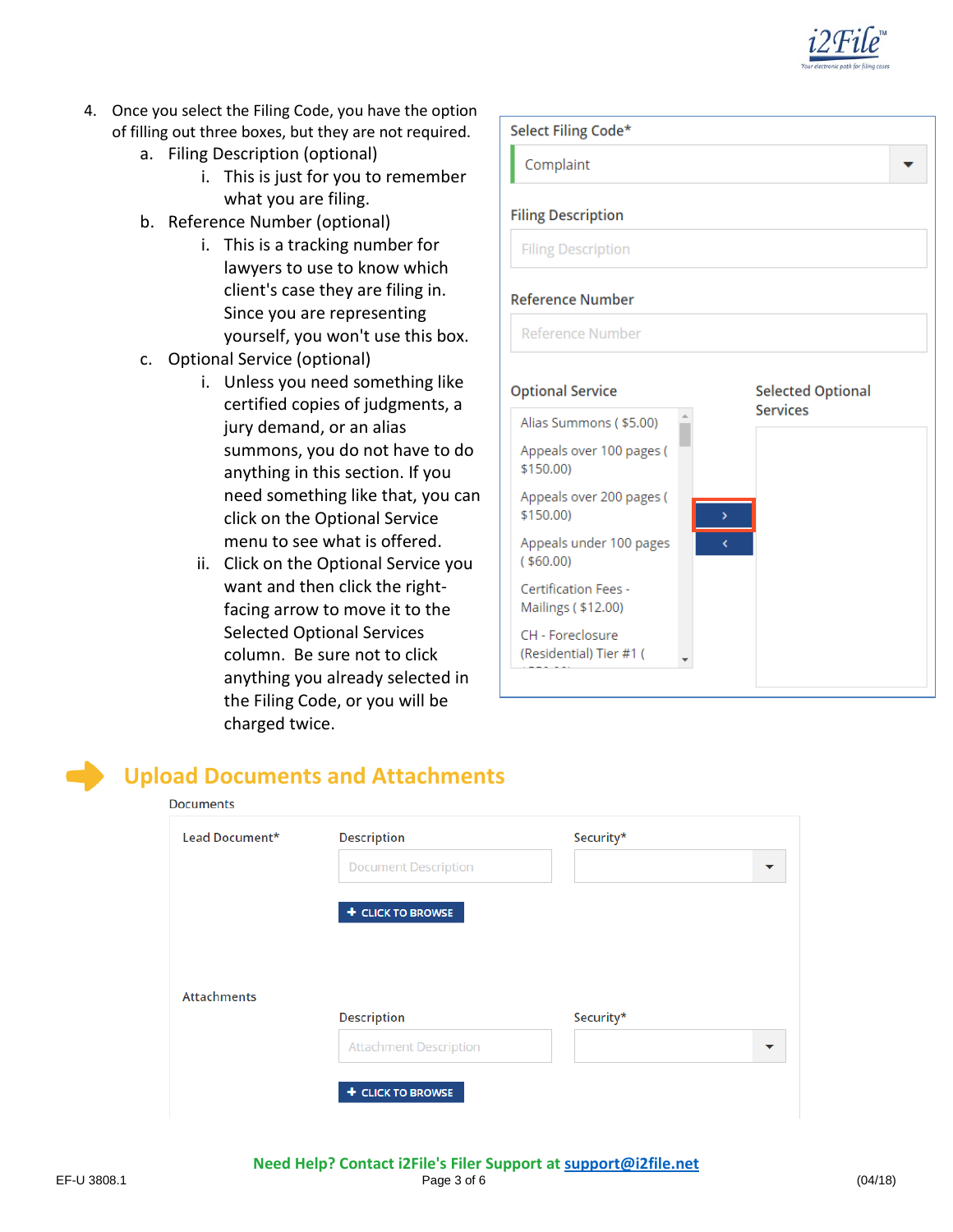4. Once you select the Filing Code, you have the option of filling out three boxes, but they are not required.
    a. Filing Description (optional)
        i. This is just for you to remember what you are filing.
    b. Reference Number (optional)
        i. This is a tracking number for lawyers to use to know which client's case they are filing in. Since you are representing yourself, you won't use this box.
    c. Optional Service (optional)
        i. Unless you need something like certified copies of judgments, a jury demand, or an alias summons, you do not have to do anything in this section. If you need something like that, you can click on the Optional Service menu to see what is offered.
        ii. Click on the Optional Service you want and then click the right-facing arrow to move it to the Selected Optional Services column. Be sure not to click anything you already selected in the Filing Code, or you will be charged twice.

Select Filing Code*

Complaint

Filing Description

Reference Number

Optional Service

- Alias Summons ( $5.00)
- Appeals over 100 pages ( $150.00)
- Appeals over 200 pages ( $150.00)
- Appeals under 100 pages ( $60.00)
- Certification Fees - Mailings ( $12.00)
- CH - Foreclosure (Residential) Tier #1 (

Selected Optional Services

## Upload Documents and Attachments

Documents

Lead Document*

Description

Security*

CLICK TO BROWSE

Attachments

Description

Security*

CLICK TO BROWSE

**Need Help? Contact i2File's Filer Support at support@i2file.net**

EF-U 3808.1 (04/18)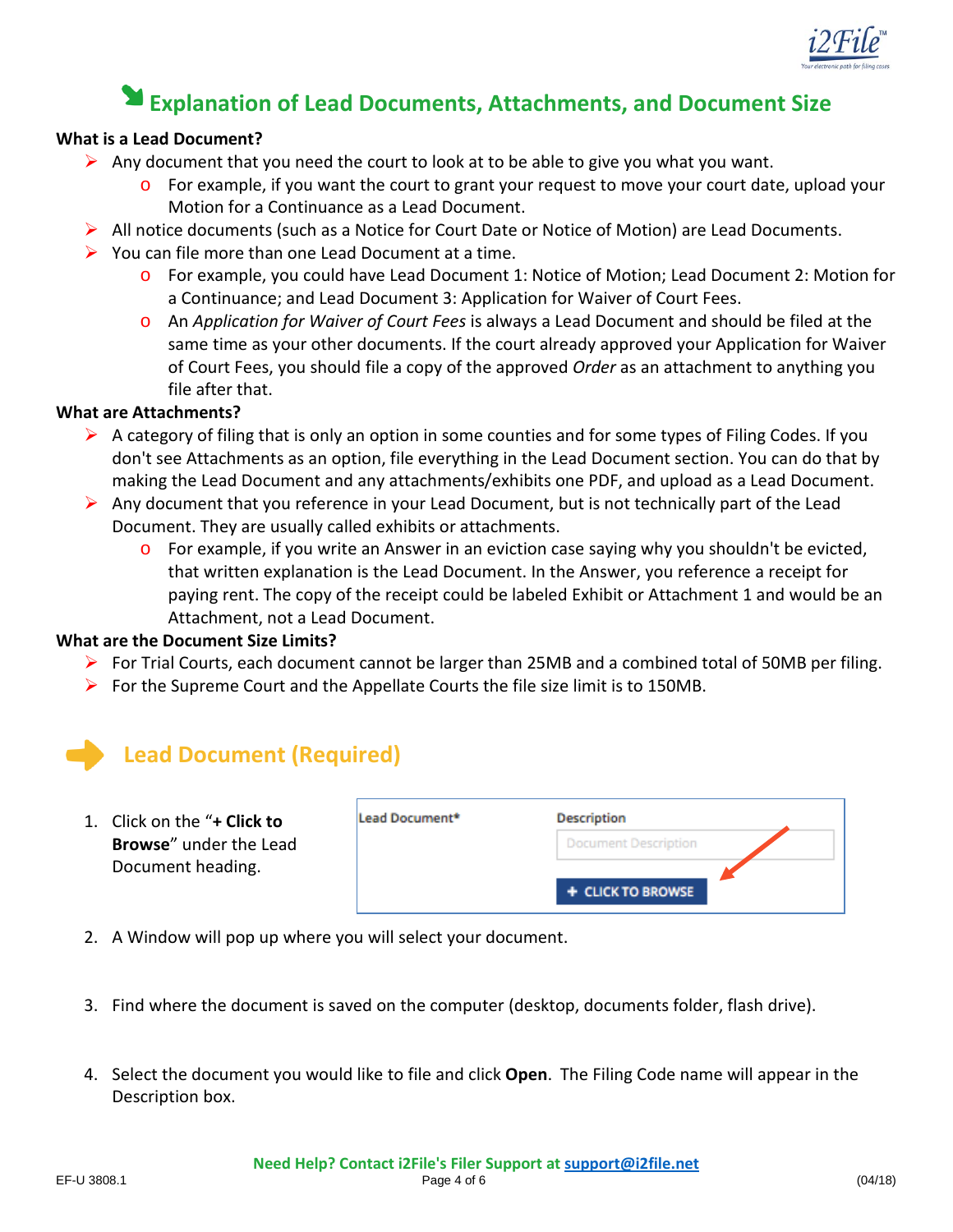## Explanation of Lead Documents, Attachments, and Document Size

**What is a Lead Document?**

- Any document that you need the court to look at to be able to give you what you want.
  - For example, if you want the court to grant your request to move your court date, upload your Motion for a Continuance as a Lead Document.
- All notice documents (such as a Notice for Court Date or Notice of Motion) are Lead Documents.
- You can file more than one Lead Document at a time.
  - For example, you could have Lead Document 1: Notice of Motion; Lead Document 2: Motion for a Continuance; and Lead Document 3: Application for Waiver of Court Fees.
  - An *Application for Waiver of Court Fees* is always a Lead Document and should be filed at the same time as your other documents. If the court already approved your Application for Waiver of Court Fees, you should file a copy of the approved *Order* as an attachment to anything you file after that.

**What are Attachments?**

- A category of filing that is only an option in some counties and for some types of Filing Codes. If you don't see Attachments as an option, file everything in the Lead Document section. You can do that by making the Lead Document and any attachments/exhibits one PDF, and upload as a Lead Document.
- Any document that you reference in your Lead Document, but is not technically part of the Lead Document. They are usually called exhibits or attachments.
  - For example, if you write an Answer in an eviction case saying why you shouldn't be evicted, that written explanation is the Lead Document. In the Answer, you reference a receipt for paying rent. The copy of the receipt could be labeled Exhibit or Attachment 1 and would be an Attachment, not a Lead Document.

**What are the Document Size Limits?**

- For Trial Courts, each document cannot be larger than 25MB and a combined total of 50MB per filing.
- For the Supreme Court and the Appellate Courts the file size limit is to 150MB.

## Lead Document (Required)

1. Click on the "**+ Click to Browse**" under the Lead Document heading.

Lead Document* | Description | Document Description | + CLICK TO BROWSE

2. A Window will pop up where you will select your document.

3. Find where the document is saved on the computer (desktop, documents folder, flash drive).

4. Select the document you would like to file and click **Open**. The Filing Code name will appear in the Description box.

**Need Help? Contact i2File's Filer Support at support@i2file.net**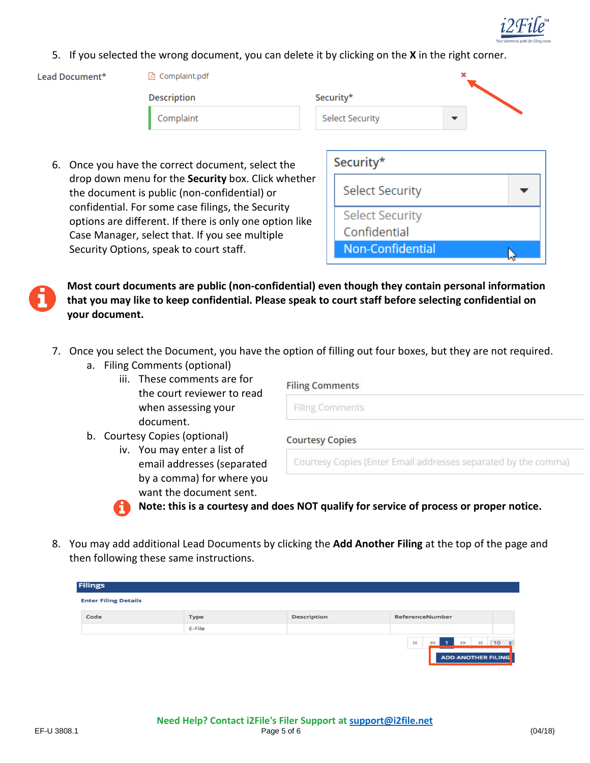5. If you selected the wrong document, you can delete it by clicking on the **X** in the right corner.

6. Once you have the correct document, select the drop down menu for the **Security** box. Click whether the document is public (non-confidential) or confidential. For some case filings, the Security options are different. If there is only one option like Case Manager, select that. If you see multiple Security Options, speak to court staff.

**Most court documents are public (non-confidential) even though they contain personal information that you may like to keep confidential. Please speak to court staff before selecting confidential on your document.**

7. Once you select the Document, you have the option of filling out four boxes, but they are not required.
   a. Filing Comments (optional)
      iii. These comments are for the court reviewer to read when assessing your document.
   b. Courtesy Copies (optional)
      iv. You may enter a list of email addresses (separated by a comma) for where you want the document sent.

   **Note: this is a courtesy and does NOT qualify for service of process or proper notice.**

8. You may add additional Lead Documents by clicking the **Add Another Filing** at the top of the page and then following these same instructions.

**Need Help? Contact i2File's Filer Support at support@i2file.net**

EF-U 3808.1 (04/18)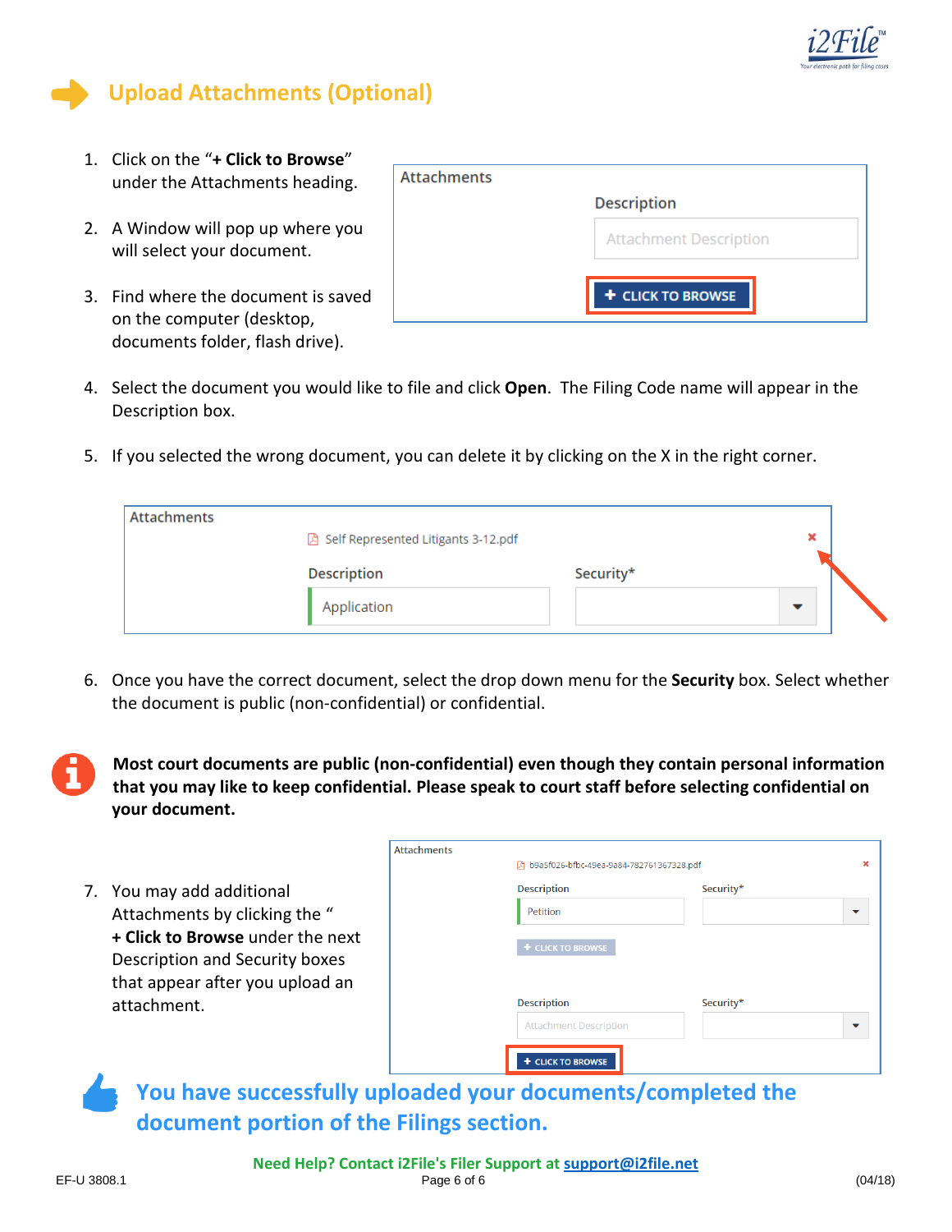# Upload Attachments (Optional)

1. Click on the "**+ Click to Browse**" under the Attachments heading.

2. A Window will pop up where you will select your document.

3. Find where the document is saved on the computer (desktop, documents folder, flash drive).

4. Select the document you would like to file and click **Open**. The Filing Code name will appear in the Description box.

5. If you selected the wrong document, you can delete it by clicking on the X in the right corner.

6. Once you have the correct document, select the drop down menu for the **Security** box. Select whether the document is public (non-confidential) or confidential.

**Most court documents are public (non-confidential) even though they contain personal information that you may like to keep confidential. Please speak to court staff before selecting confidential on your document.**

7. You may add additional Attachments by clicking the " **+ Click to Browse** under the next Description and Security boxes that appear after you upload an attachment.

**You have successfully uploaded your documents/completed the document portion of the Filings section.**

**Need Help? Contact i2File's Filer Support at support@i2file.net**

EF-U 3808.1 (04/18)